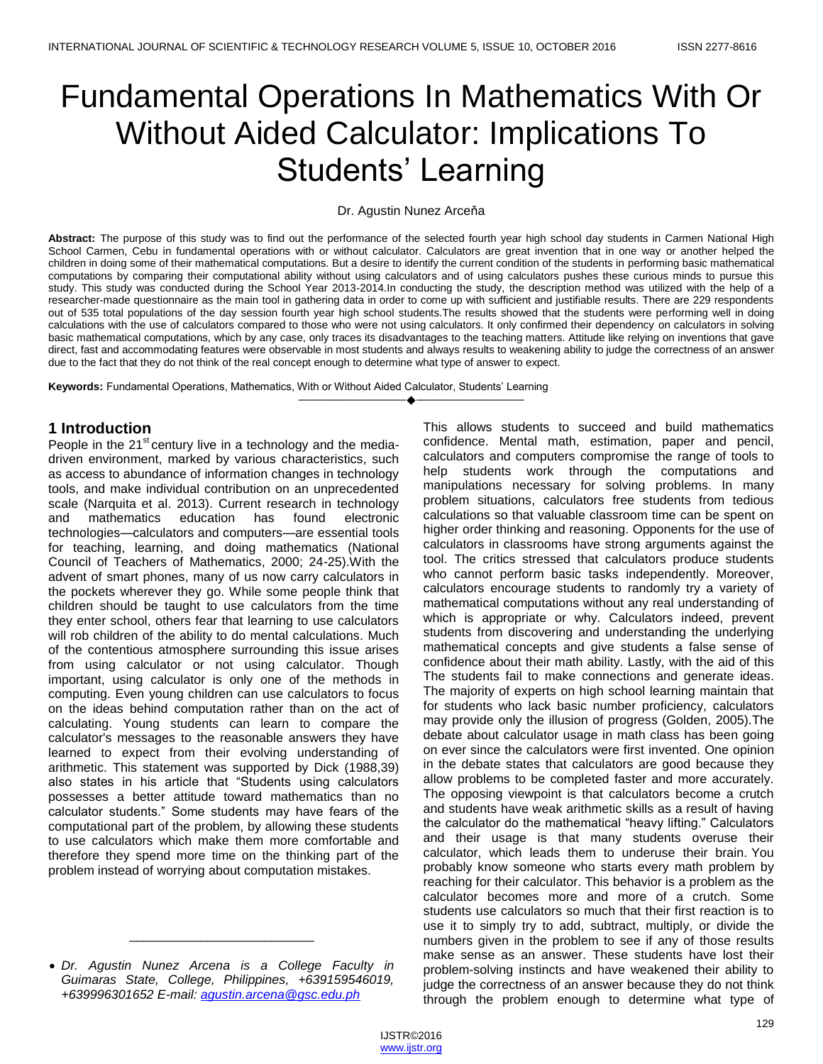# Fundamental Operations In Mathematics With Or Without Aided Calculator: Implications To Students' Learning

Dr. Agustin Nunez Arceňa

**Abstract:** The purpose of this study was to find out the performance of the selected fourth year high school day students in Carmen National High School Carmen, Cebu in fundamental operations with or without calculator. Calculators are great invention that in one way or another helped the children in doing some of their mathematical computations. But a desire to identify the current condition of the students in performing basic mathematical computations by comparing their computational ability without using calculators and of using calculators pushes these curious minds to pursue this study. This study was conducted during the School Year 2013-2014.In conducting the study, the description method was utilized with the help of a researcher-made questionnaire as the main tool in gathering data in order to come up with sufficient and justifiable results. There are 229 respondents out of 535 total populations of the day session fourth year high school students.The results showed that the students were performing well in doing calculations with the use of calculators compared to those who were not using calculators. It only confirmed their dependency on calculators in solving basic mathematical computations, which by any case, only traces its disadvantages to the teaching matters. Attitude like relying on inventions that gave direct, fast and accommodating features were observable in most students and always results to weakening ability to judge the correctness of an answer due to the fact that they do not think of the real concept enough to determine what type of answer to expect.

**Keywords:** Fundamental Operations, Mathematics, With or Without Aided Calculator, Students' Learning

## 1 Introduction

People in the 21st century live in a technology and the media-driven environment, marked by various characteristics, such as access to abundance of information changes in technology tools, and make individual contribution on an unprecedented scale (Narquita et al. 2013). Current research in technology and mathematics education has found electronic technologies—calculators and computers—are essential tools for teaching, learning, and doing mathematics (National Council of Teachers of Mathematics, 2000; 24-25).With the advent of smart phones, many of us now carry calculators in the pockets wherever they go. While some people think that children should be taught to use calculators from the time they enter school, others fear that learning to use calculators will rob children of the ability to do mental calculations. Much of the contentious atmosphere surrounding this issue arises from using calculator or not using calculator. Though important, using calculator is only one of the methods in computing. Even young children can use calculators to focus on the ideas behind computation rather than on the act of calculating. Young students can learn to compare the calculator's messages to the reasonable answers they have learned to expect from their evolving understanding of arithmetic. This statement was supported by Dick (1988,39) also states in his article that "Students using calculators possesses a better attitude toward mathematics than no calculator students." Some students may have fears of the computational part of the problem, by allowing these students to use calculators which make them more comfortable and therefore they spend more time on the thinking part of the problem instead of worrying about computation mistakes. This allows students to succeed and build mathematics confidence. Mental math, estimation, paper and pencil, calculators and computers compromise the range of tools to help students work through the computations and manipulations necessary for solving problems. In many problem situations, calculators free students from tedious calculations so that valuable classroom time can be spent on higher order thinking and reasoning. Opponents for the use of calculators in classrooms have strong arguments against the tool. The critics stressed that calculators produce students who cannot perform basic tasks independently. Moreover, calculators encourage students to randomly try a variety of mathematical computations without any real understanding of which is appropriate or why. Calculators indeed, prevent students from discovering and understanding the underlying mathematical concepts and give students a false sense of confidence about their math ability. Lastly, with the aid of this The students fail to make connections and generate ideas. The majority of experts on high school learning maintain that for students who lack basic number proficiency, calculators may provide only the illusion of progress (Golden, 2005).The debate about calculator usage in math class has been going on ever since the calculators were first invented. One opinion in the debate states that calculators are good because they allow problems to be completed faster and more accurately. The opposing viewpoint is that calculators become a crutch and students have weak arithmetic skills as a result of having the calculator do the mathematical "heavy lifting." Calculators and their usage is that many students overuse their calculator, which leads them to underuse their brain. You probably know someone who starts every math problem by reaching for their calculator. This behavior is a problem as the calculator becomes more and more of a crutch. Some students use calculators so much that their first reaction is to use it to simply try to add, subtract, multiply, or divide the numbers given in the problem to see if any of those results make sense as an answer. These students have lost their problem-solving instincts and have weakened their ability to judge the correctness of an answer because they do not think through the problem enough to determine what type of

---

- *Dr. Agustin Nunez Arcena is a College Faculty in Guimaras State, College, Philippines, +639159546019, +639996301652 E-mail: agustin.arcena@gsc.edu.ph*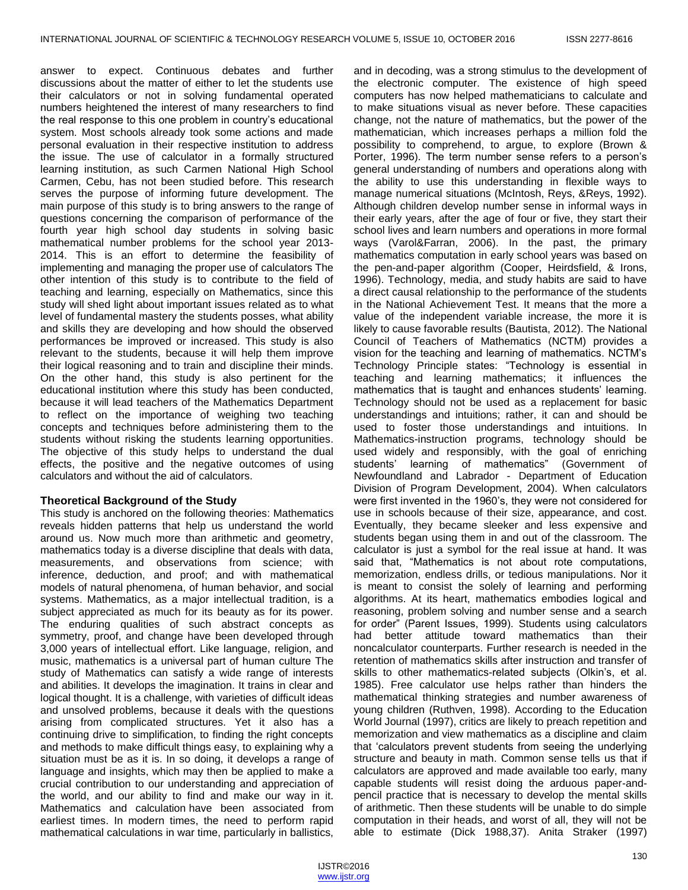answer to expect. Continuous debates and further discussions about the matter of either to let the students use their calculators or not in solving fundamental operated numbers heightened the interest of many researchers to find the real response to this one problem in country's educational system. Most schools already took some actions and made personal evaluation in their respective institution to address the issue. The use of calculator in a formally structured learning institution, as such Carmen National High School Carmen, Cebu, has not been studied before. This research serves the purpose of informing future development. The main purpose of this study is to bring answers to the range of questions concerning the comparison of performance of the fourth year high school day students in solving basic mathematical number problems for the school year 2013-2014. This is an effort to determine the feasibility of implementing and managing the proper use of calculators The other intention of this study is to contribute to the field of teaching and learning, especially on Mathematics, since this study will shed light about important issues related as to what level of fundamental mastery the students posses, what ability and skills they are developing and how should the observed performances be improved or increased. This study is also relevant to the students, because it will help them improve their logical reasoning and to train and discipline their minds. On the other hand, this study is also pertinent for the educational institution where this study has been conducted, because it will lead teachers of the Mathematics Department to reflect on the importance of weighing two teaching concepts and techniques before administering them to the students without risking the students learning opportunities. The objective of this study helps to understand the dual effects, the positive and the negative outcomes of using calculators and without the aid of calculators.

## Theoretical Background of the Study

This study is anchored on the following theories: Mathematics reveals hidden patterns that help us understand the world around us. Now much more than arithmetic and geometry, mathematics today is a diverse discipline that deals with data, measurements, and observations from science; with inference, deduction, and proof; and with mathematical models of natural phenomena, of human behavior, and social systems. Mathematics, as a major intellectual tradition, is a subject appreciated as much for its beauty as for its power. The enduring qualities of such abstract concepts as symmetry, proof, and change have been developed through 3,000 years of intellectual effort. Like language, religion, and music, mathematics is a universal part of human culture The study of Mathematics can satisfy a wide range of interests and abilities. It develops the imagination. It trains in clear and logical thought. It is a challenge, with varieties of difficult ideas and unsolved problems, because it deals with the questions arising from complicated structures. Yet it also has a continuing drive to simplification, to finding the right concepts and methods to make difficult things easy, to explaining why a situation must be as it is. In so doing, it develops a range of language and insights, which may then be applied to make a crucial contribution to our understanding and appreciation of the world, and our ability to find and make our way in it. Mathematics and calculation have been associated from earliest times. In modern times, the need to perform rapid mathematical calculations in war time, particularly in ballistics, and in decoding, was a strong stimulus to the development of the electronic computer. The existence of high speed computers has now helped mathematicians to calculate and to make situations visual as never before. These capacities change, not the nature of mathematics, but the power of the mathematician, which increases perhaps a million fold the possibility to comprehend, to argue, to explore (Brown & Porter, 1996). The term number sense refers to a person's general understanding of numbers and operations along with the ability to use this understanding in flexible ways to manage numerical situations (McIntosh, Reys, &Reys, 1992). Although children develop number sense in informal ways in their early years, after the age of four or five, they start their school lives and learn numbers and operations in more formal ways (Varol&Farran, 2006). In the past, the primary mathematics computation in early school years was based on the pen-and-paper algorithm (Cooper, Heirdsfield, & Irons, 1996). Technology, media, and study habits are said to have a direct causal relationship to the performance of the students in the National Achievement Test. It means that the more a value of the independent variable increase, the more it is likely to cause favorable results (Bautista, 2012). The National Council of Teachers of Mathematics (NCTM) provides a vision for the teaching and learning of mathematics. NCTM's Technology Principle states: "Technology is essential in teaching and learning mathematics; it influences the mathematics that is taught and enhances students' learning. Technology should not be used as a replacement for basic understandings and intuitions; rather, it can and should be used to foster those understandings and intuitions. In Mathematics-instruction programs, technology should be used widely and responsibly, with the goal of enriching students' learning of mathematics" (Government of Newfoundland and Labrador - Department of Education Division of Program Development, 2004). When calculators were first invented in the 1960's, they were not considered for use in schools because of their size, appearance, and cost. Eventually, they became sleeker and less expensive and students began using them in and out of the classroom. The calculator is just a symbol for the real issue at hand. It was said that, "Mathematics is not about rote computations, memorization, endless drills, or tedious manipulations. Nor it is meant to consist the solely of learning and performing algorithms. At its heart, mathematics embodies logical and reasoning, problem solving and number sense and a search for order" (Parent Issues, 1999). Students using calculators had better attitude toward mathematics than their noncalculator counterparts. Further research is needed in the retention of mathematics skills after instruction and transfer of skills to other mathematics-related subjects (Olkin's, et al. 1985). Free calculator use helps rather than hinders the mathematical thinking strategies and number awareness of young children (Ruthven, 1998). According to the Education World Journal (1997), critics are likely to preach repetition and memorization and view mathematics as a discipline and claim that 'calculators prevent students from seeing the underlying structure and beauty in math. Common sense tells us that if calculators are approved and made available too early, many capable students will resist doing the arduous paper-and-pencil practice that is necessary to develop the mental skills of arithmetic. Then these students will be unable to do simple computation in their heads, and worst of all, they will not be able to estimate (Dick 1988,37). Anita Straker (1997)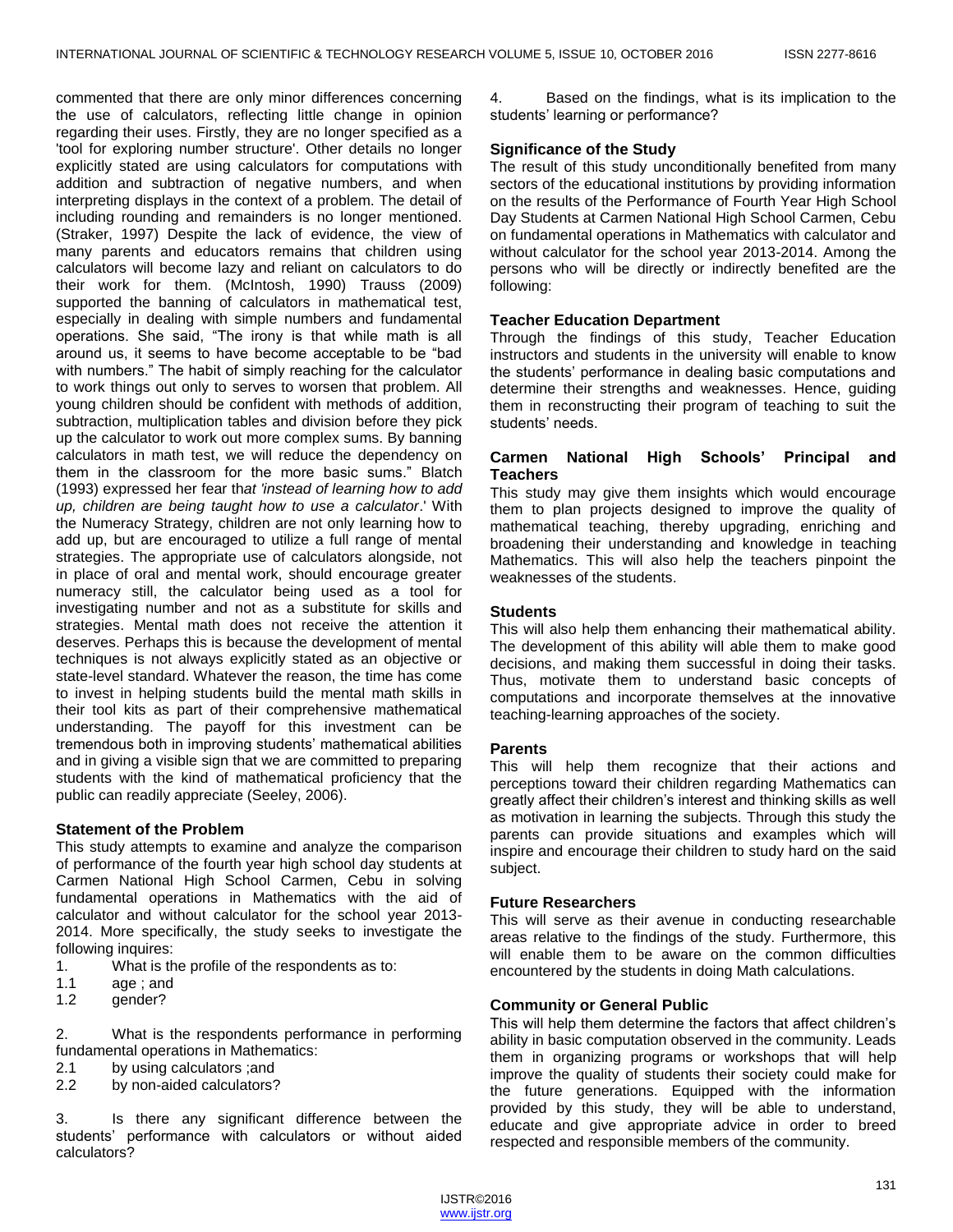commented that there are only minor differences concerning the use of calculators, reflecting little change in opinion regarding their uses. Firstly, they are no longer specified as a 'tool for exploring number structure'. Other details no longer explicitly stated are using calculators for computations with addition and subtraction of negative numbers, and when interpreting displays in the context of a problem. The detail of including rounding and remainders is no longer mentioned. (Straker, 1997) Despite the lack of evidence, the view of many parents and educators remains that children using calculators will become lazy and reliant on calculators to do their work for them. (McIntosh, 1990) Trauss (2009) supported the banning of calculators in mathematical test, especially in dealing with simple numbers and fundamental operations. She said, "The irony is that while math is all around us, it seems to have become acceptable to be "bad with numbers." The habit of simply reaching for the calculator to work things out only to serves to worsen that problem. All young children should be confident with methods of addition, subtraction, multiplication tables and division before they pick up the calculator to work out more complex sums. By banning calculators in math test, we will reduce the dependency on them in the classroom for the more basic sums." Blatch (1993) expressed her fear th*at 'instead of learning how to add up, children are being taught how to use a calculator*.' With the Numeracy Strategy, children are not only learning how to add up, but are encouraged to utilize a full range of mental strategies. The appropriate use of calculators alongside, not in place of oral and mental work, should encourage greater numeracy still, the calculator being used as a tool for investigating number and not as a substitute for skills and strategies. Mental math does not receive the attention it deserves. Perhaps this is because the development of mental techniques is not always explicitly stated as an objective or state-level standard. Whatever the reason, the time has come to invest in helping students build the mental math skills in their tool kits as part of their comprehensive mathematical understanding. The payoff for this investment can be tremendous both in improving students' mathematical abilities and in giving a visible sign that we are committed to preparing students with the kind of mathematical proficiency that the public can readily appreciate (Seeley, 2006).

### Statement of the Problem

This study attempts to examine and analyze the comparison of performance of the fourth year high school day students at Carmen National High School Carmen, Cebu in solving fundamental operations in Mathematics with the aid of calculator and without calculator for the school year 2013-2014. More specifically, the study seeks to investigate the following inquires:

1. What is the profile of the respondents as to:
   - 1.1 age ; and
   - 1.2 gender?

2. What is the respondents performance in performing fundamental operations in Mathematics:
   - 2.1 by using calculators ;and
   - 2.2 by non-aided calculators?

3. Is there any significant difference between the students' performance with calculators or without aided calculators?

4. Based on the findings, what is its implication to the students' learning or performance?

### Significance of the Study

The result of this study unconditionally benefited from many sectors of the educational institutions by providing information on the results of the Performance of Fourth Year High School Day Students at Carmen National High School Carmen, Cebu on fundamental operations in Mathematics with calculator and without calculator for the school year 2013-2014. Among the persons who will be directly or indirectly benefited are the following:

#### Teacher Education Department

Through the findings of this study, Teacher Education instructors and students in the university will enable to know the students' performance in dealing basic computations and determine their strengths and weaknesses. Hence, guiding them in reconstructing their program of teaching to suit the students' needs.

#### Carmen National High Schools' Principal and Teachers

This study may give them insights which would encourage them to plan projects designed to improve the quality of mathematical teaching, thereby upgrading, enriching and broadening their understanding and knowledge in teaching Mathematics. This will also help the teachers pinpoint the weaknesses of the students.

#### Students

This will also help them enhancing their mathematical ability. The development of this ability will able them to make good decisions, and making them successful in doing their tasks. Thus, motivate them to understand basic concepts of computations and incorporate themselves at the innovative teaching-learning approaches of the society.

#### Parents

This will help them recognize that their actions and perceptions toward their children regarding Mathematics can greatly affect their children's interest and thinking skills as well as motivation in learning the subjects. Through this study the parents can provide situations and examples which will inspire and encourage their children to study hard on the said subject.

#### Future Researchers

This will serve as their avenue in conducting researchable areas relative to the findings of the study. Furthermore, this will enable them to be aware on the common difficulties encountered by the students in doing Math calculations.

#### Community or General Public

This will help them determine the factors that affect children's ability in basic computation observed in the community. Leads them in organizing programs or workshops that will help improve the quality of students their society could make for the future generations. Equipped with the information provided by this study, they will be able to understand, educate and give appropriate advice in order to breed respected and responsible members of the community.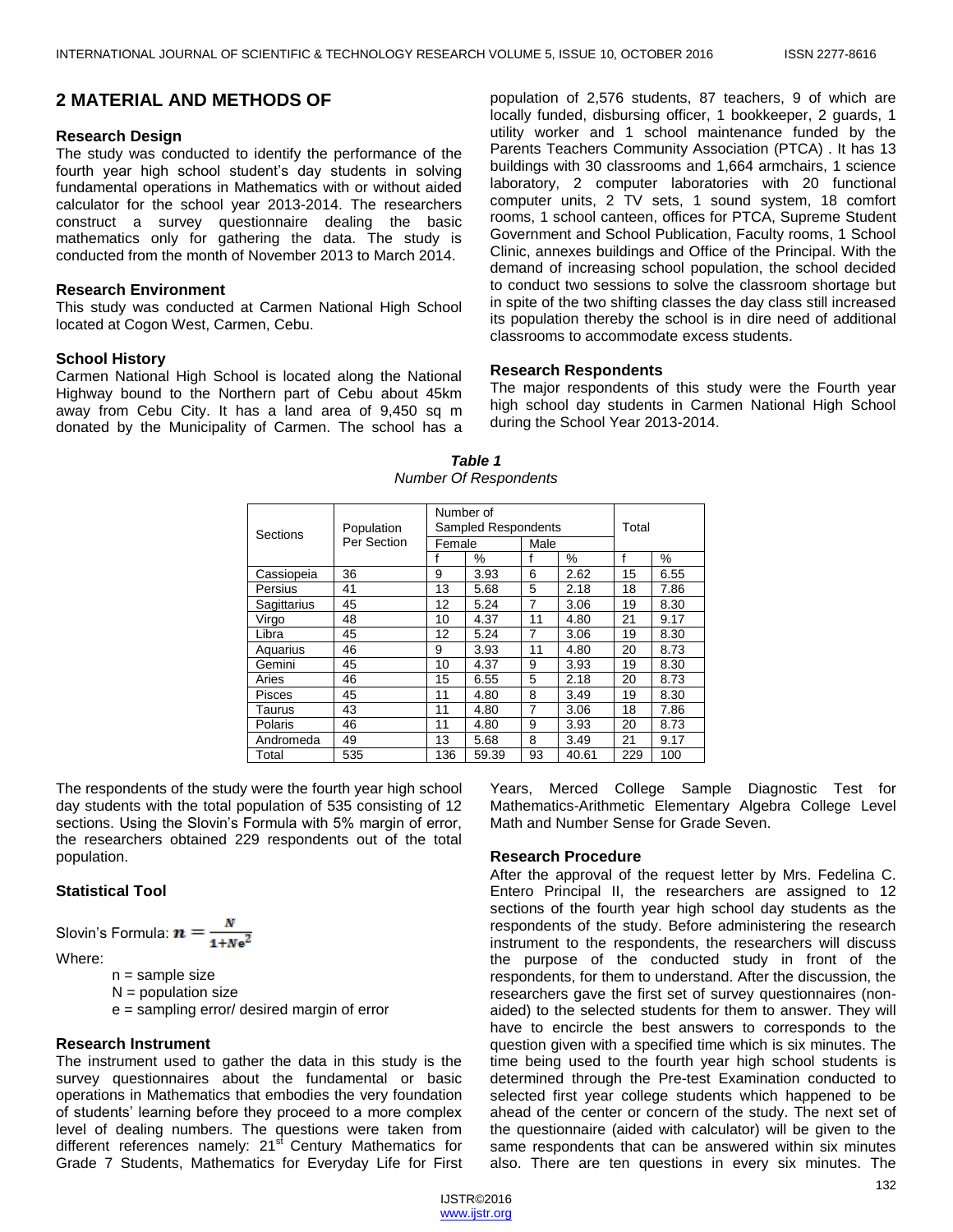## 2 MATERIAL AND METHODS OF

### Research Design

The study was conducted to identify the performance of the fourth year high school student's day students in solving fundamental operations in Mathematics with or without aided calculator for the school year 2013-2014. The researchers construct a survey questionnaire dealing the basic mathematics only for gathering the data. The study is conducted from the month of November 2013 to March 2014.

### Research Environment

This study was conducted at Carmen National High School located at Cogon West, Carmen, Cebu.

### School History

Carmen National High School is located along the National Highway bound to the Northern part of Cebu about 45km away from Cebu City. It has a land area of 9,450 sq m donated by the Municipality of Carmen. The school has a population of 2,576 students, 87 teachers, 9 of which are locally funded, disbursing officer, 1 bookkeeper, 2 guards, 1 utility worker and 1 school maintenance funded by the Parents Teachers Community Association (PTCA) . It has 13 buildings with 30 classrooms and 1,664 armchairs, 1 science laboratory, 2 computer laboratories with 20 functional computer units, 2 TV sets, 1 sound system, 18 comfort rooms, 1 school canteen, offices for PTCA, Supreme Student Government and School Publication, Faculty rooms, 1 School Clinic, annexes buildings and Office of the Principal. With the demand of increasing school population, the school decided to conduct two sessions to solve the classroom shortage but in spite of the two shifting classes the day class still increased its population thereby the school is in dire need of additional classrooms to accommodate excess students.

### Research Respondents

The major respondents of this study were the Fourth year high school day students in Carmen National High School during the School Year 2013-2014.

***Table 1***
*Number Of Respondents*

| Sections | Population Per Section | Number of Sampled Respondents | | | | Total | |
|---|---|---|---|---|---|---|---|
| | | Female | | Male | | | |
| | | f | % | f | % | f | % |
| Cassiopeia | 36 | 9 | 3.93 | 6 | 2.62 | 15 | 6.55 |
| Persius | 41 | 13 | 5.68 | 5 | 2.18 | 18 | 7.86 |
| Sagittarius | 45 | 12 | 5.24 | 7 | 3.06 | 19 | 8.30 |
| Virgo | 48 | 10 | 4.37 | 11 | 4.80 | 21 | 9.17 |
| Libra | 45 | 12 | 5.24 | 7 | 3.06 | 19 | 8.30 |
| Aquarius | 46 | 9 | 3.93 | 11 | 4.80 | 20 | 8.73 |
| Gemini | 45 | 10 | 4.37 | 9 | 3.93 | 19 | 8.30 |
| Aries | 46 | 15 | 6.55 | 5 | 2.18 | 20 | 8.73 |
| Pisces | 45 | 11 | 4.80 | 8 | 3.49 | 19 | 8.30 |
| Taurus | 43 | 11 | 4.80 | 7 | 3.06 | 18 | 7.86 |
| Polaris | 46 | 11 | 4.80 | 9 | 3.93 | 20 | 8.73 |
| Andromeda | 49 | 13 | 5.68 | 8 | 3.49 | 21 | 9.17 |
| Total | 535 | 136 | 59.39 | 93 | 40.61 | 229 | 100 |

The respondents of the study were the fourth year high school day students with the total population of 535 consisting of 12 sections. Using the Slovin's Formula with 5% margin of error, the researchers obtained 229 respondents out of the total population.

### Statistical Tool

Slovin's Formula: $n = \frac{N}{1+Ne^2}$

Where:

n = sample size
N = population size
e = sampling error/ desired margin of error

### Research Instrument

The instrument used to gather the data in this study is the survey questionnaires about the fundamental or basic operations in Mathematics that embodies the very foundation of students' learning before they proceed to a more complex level of dealing numbers. The questions were taken from different references namely: 21st Century Mathematics for Grade 7 Students, Mathematics for Everyday Life for First Years, Merced College Sample Diagnostic Test for Mathematics-Arithmetic Elementary Algebra College Level Math and Number Sense for Grade Seven.

### Research Procedure

After the approval of the request letter by Mrs. Fedelina C. Entero Principal II, the researchers are assigned to 12 sections of the fourth year high school day students as the respondents of the study. Before administering the research instrument to the respondents, the researchers will discuss the purpose of the conducted study in front of the respondents, for them to understand. After the discussion, the researchers gave the first set of survey questionnaires (non-aided) to the selected students for them to answer. They will have to encircle the best answers to corresponds to the question given with a specified time which is six minutes. The time being used to the fourth year high school students is determined through the Pre-test Examination conducted to selected first year college students which happened to be ahead of the center or concern of the study. The next set of the questionnaire (aided with calculator) will be given to the same respondents that can be answered within six minutes also. There are ten questions in every six minutes. The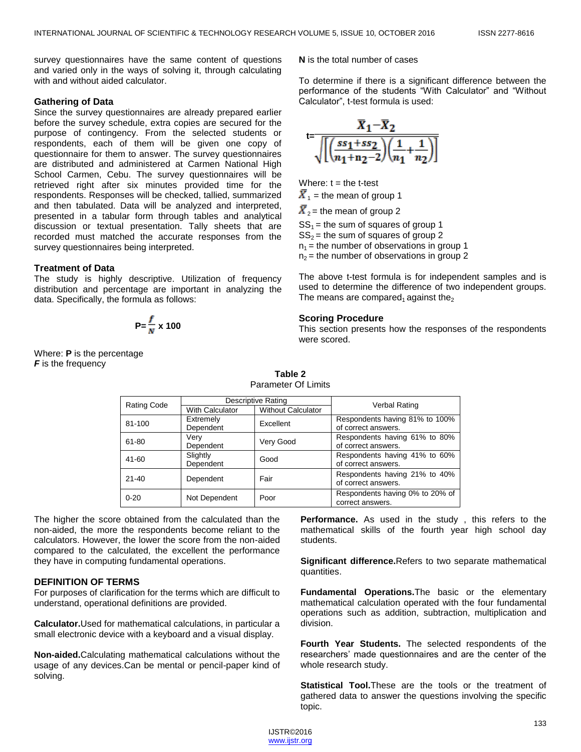survey questionnaires have the same content of questions and varied only in the ways of solving it, through calculating with and without aided calculator.

### Gathering of Data

Since the survey questionnaires are already prepared earlier before the survey schedule, extra copies are secured for the purpose of contingency. From the selected students or respondents, each of them will be given one copy of questionnaire for them to answer. The survey questionnaires are distributed and administered at Carmen National High School Carmen, Cebu. The survey questionnaires will be retrieved right after six minutes provided time for the respondents. Responses will be checked, tallied, summarized and then tabulated. Data will be analyzed and interpreted, presented in a tabular form through tables and analytical discussion or textual presentation. Tally sheets that are recorded must matched the accurate responses from the survey questionnaires being interpreted.

### Treatment of Data

The study is highly descriptive. Utilization of frequency distribution and percentage are important in analyzing the data. Specifically, the formula as follows:

$$P = \frac{f}{N} \times 100$$

Where: **P** is the percentage
***F*** is the frequency
**N** is the total number of cases

To determine if there is a significant difference between the performance of the students "With Calculator" and "Without Calculator", t-test formula is used:

$$t = \frac{\bar{X}_1 - \bar{X}_2}{\sqrt{\left[\left(\frac{ss_1 + ss_2}{n_1 + n_2 - 2}\right)\left(\frac{1}{n_1} + \frac{1}{n_2}\right)\right]}}$$

Where: t = the t-test
$\bar{X}_1$ = the mean of group 1
$\bar{X}_2$ = the mean of group 2
$SS_1$ = the sum of squares of group 1
$SS_2$ = the sum of squares of group 2
$n_1$ = the number of observations in group 1
$n_2$ = the number of observations in group 2

The above t-test formula is for independent samples and is used to determine the difference of two independent groups. The means are compared$_1$ against the$_2$

### Scoring Procedure

This section presents how the responses of the respondents were scored.

**Table 2**
Parameter Of Limits

| Rating Code | Descriptive Rating | | Verbal Rating |
|---|---|---|---|
| | With Calculator | Without Calculator | |
| 81-100 | Extremely Dependent | Excellent | Respondents having 81% to 100% of correct answers. |
| 61-80 | Very Dependent | Very Good | Respondents having 61% to 80% of correct answers. |
| 41-60 | Slightly Dependent | Good | Respondents having 41% to 60% of correct answers. |
| 21-40 | Dependent | Fair | Respondents having 21% to 40% of correct answers. |
| 0-20 | Not Dependent | Poor | Respondents having 0% to 20% of correct answers. |

The higher the score obtained from the calculated than the non-aided, the more the respondents become reliant to the calculators. However, the lower the score from the non-aided compared to the calculated, the excellent the performance they have in computing fundamental operations.

### DEFINITION OF TERMS

For purposes of clarification for the terms which are difficult to understand, operational definitions are provided.

**Calculator.**Used for mathematical calculations, in particular a small electronic device with a keyboard and a visual display.

**Non-aided.**Calculating mathematical calculations without the usage of any devices.Can be mental or pencil-paper kind of solving.

**Performance.** As used in the study , this refers to the mathematical skills of the fourth year high school day students.

**Significant difference.**Refers to two separate mathematical quantities.

**Fundamental Operations.**The basic or the elementary mathematical calculation operated with the four fundamental operations such as addition, subtraction, multiplication and division.

**Fourth Year Students.** The selected respondents of the researchers' made questionnaires and are the center of the whole research study.

**Statistical Tool.**These are the tools or the treatment of gathered data to answer the questions involving the specific topic.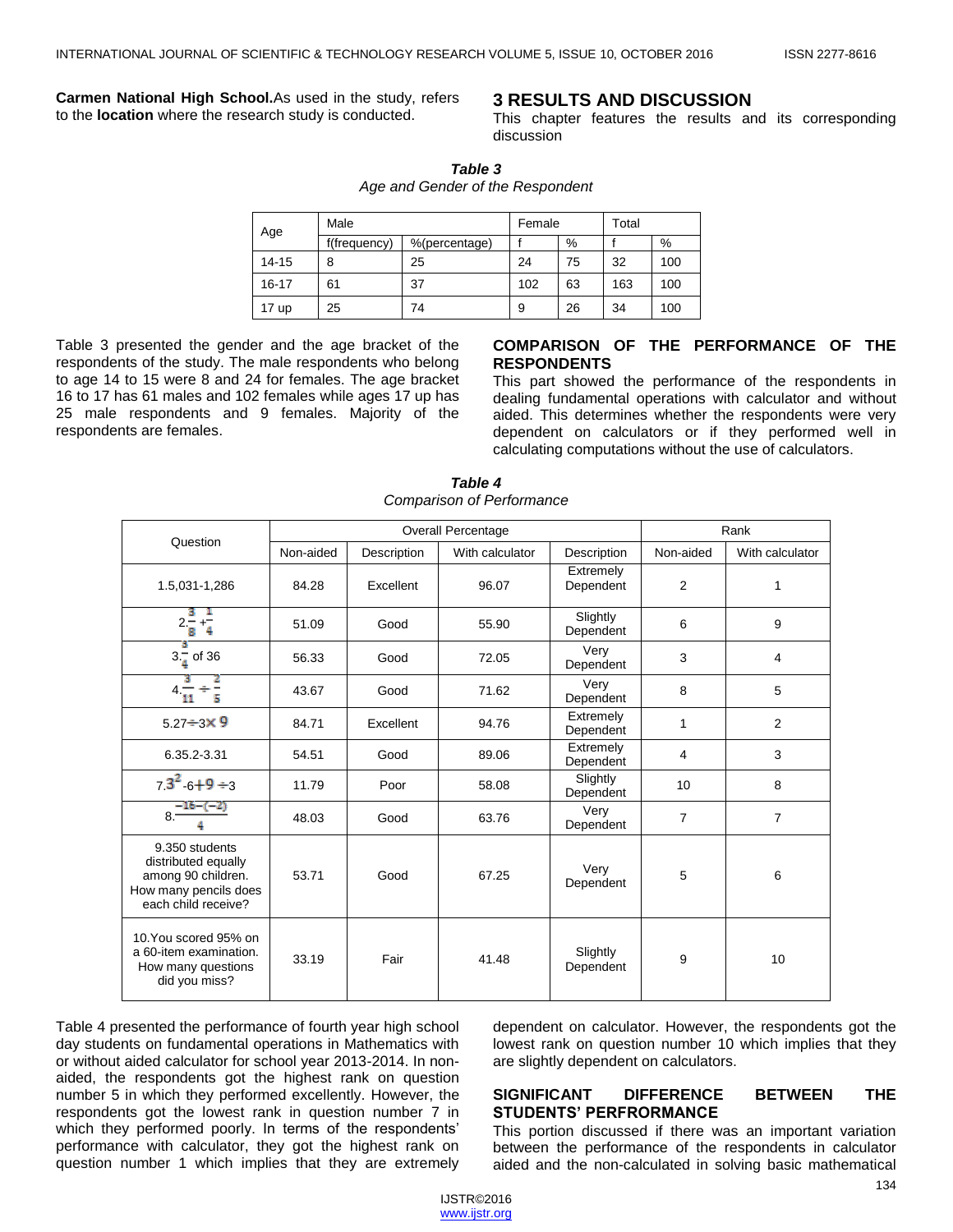**Carmen National High School.**As used in the study, refers to the **location** where the research study is conducted.

## 3 RESULTS AND DISCUSSION

This chapter features the results and its corresponding discussion

***Table 3***
*Age and Gender of the Respondent*

| Age | Male | | Female | | Total | |
|---|---|---|---|---|---|---|
| | f(frequency) | %(percentage) | f | % | f | % |
| 14-15 | 8 | 25 | 24 | 75 | 32 | 100 |
| 16-17 | 61 | 37 | 102 | 63 | 163 | 100 |
| 17 up | 25 | 74 | 9 | 26 | 34 | 100 |

Table 3 presented the gender and the age bracket of the respondents of the study. The male respondents who belong to age 14 to 15 were 8 and 24 for females. The age bracket 16 to 17 has 61 males and 102 females while ages 17 up has 25 male respondents and 9 females. Majority of the respondents are females.

### COMPARISON OF THE PERFORMANCE OF THE RESPONDENTS

This part showed the performance of the respondents in dealing fundamental operations with calculator and without aided. This determines whether the respondents were very dependent on calculators or if they performed well in calculating computations without the use of calculators.

***Table 4***
*Comparison of Performance*

| Question | Overall Percentage | | | | Rank | |
|---|---|---|---|---|---|---|
| | Non-aided | Description | With calculator | Description | Non-aided | With calculator |
| 1.5,031-1,286 | 84.28 | Excellent | 96.07 | Extremely Dependent | 2 | 1 |
| 2.$\frac{3}{8}+\frac{1}{4}$ | 51.09 | Good | 55.90 | Slightly Dependent | 6 | 9 |
| 3.$\frac{3}{4}$ of 36 | 56.33 | Good | 72.05 | Very Dependent | 3 | 4 |
| 4.$\frac{3}{11}\div\frac{2}{5}$ | 43.67 | Good | 71.62 | Very Dependent | 8 | 5 |
| 5.27$\div$3$\times$9 | 84.71 | Excellent | 94.76 | Extremely Dependent | 1 | 2 |
| 6.35.2-3.31 | 54.51 | Good | 89.06 | Extremely Dependent | 4 | 3 |
| 7.$3^2$-6+9$\div$3 | 11.79 | Poor | 58.08 | Slightly Dependent | 10 | 8 |
| 8.$\frac{-16-(-2)}{4}$ | 48.03 | Good | 63.76 | Very Dependent | 7 | 7 |
| 9.350 students distributed equally among 90 children. How many pencils does each child receive? | 53.71 | Good | 67.25 | Very Dependent | 5 | 6 |
| 10.You scored 95% on a 60-item examination. How many questions did you miss? | 33.19 | Fair | 41.48 | Slightly Dependent | 9 | 10 |

Table 4 presented the performance of fourth year high school day students on fundamental operations in Mathematics with or without aided calculator for school year 2013-2014. In non-aided, the respondents got the highest rank on question number 5 in which they performed excellently. However, the respondents got the lowest rank in question number 7 in which they performed poorly. In terms of the respondents' performance with calculator, they got the highest rank on question number 1 which implies that they are extremely dependent on calculator. However, the respondents got the lowest rank on question number 10 which implies that they are slightly dependent on calculators.

### SIGNIFICANT DIFFERENCE BETWEEN THE STUDENTS' PERFRORMANCE

This portion discussed if there was an important variation between the performance of the respondents in calculator aided and the non-calculated in solving basic mathematical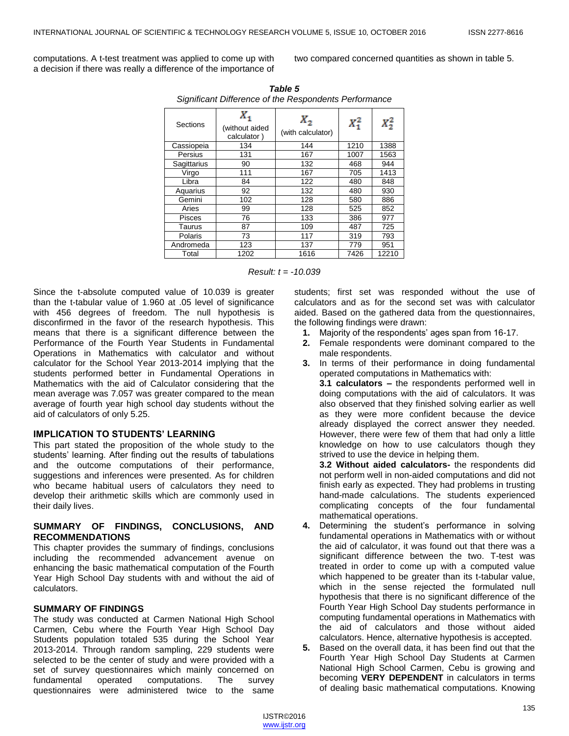computations. A t-test treatment was applied to come up with a decision if there was really a difference of the importance of two compared concerned quantities as shown in table 5.

***Table 5***

*Significant Difference of the Respondents Performance*

| Sections | $X_1$ (without aided calculator ) | $X_2$ (with calculator) | $X_1^2$ | $X_2^2$ |
|---|---|---|---|---|
| Cassiopeia | 134 | 144 | 1210 | 1388 |
| Persius | 131 | 167 | 1007 | 1563 |
| Sagittarius | 90 | 132 | 468 | 944 |
| Virgo | 111 | 167 | 705 | 1413 |
| Libra | 84 | 122 | 480 | 848 |
| Aquarius | 92 | 132 | 480 | 930 |
| Gemini | 102 | 128 | 580 | 886 |
| Aries | 99 | 128 | 525 | 852 |
| Pisces | 76 | 133 | 386 | 977 |
| Taurus | 87 | 109 | 487 | 725 |
| Polaris | 73 | 117 | 319 | 793 |
| Andromeda | 123 | 137 | 779 | 951 |
| Total | 1202 | 1616 | 7426 | 12210 |

*Result: t = -10.039*

Since the t-absolute computed value of 10.039 is greater than the t-tabular value of 1.960 at .05 level of significance with 456 degrees of freedom. The null hypothesis is disconfirmed in the favor of the research hypothesis. This means that there is a significant difference between the Performance of the Fourth Year Students in Fundamental Operations in Mathematics with calculator and without calculator for the School Year 2013-2014 implying that the students performed better in Fundamental Operations in Mathematics with the aid of Calculator considering that the mean average was 7.057 was greater compared to the mean average of fourth year high school day students without the aid of calculators of only 5.25.

## IMPLICATION TO STUDENTS' LEARNING

This part stated the proposition of the whole study to the students' learning. After finding out the results of tabulations and the outcome computations of their performance, suggestions and inferences were presented. As for children who became habitual users of calculators they need to develop their arithmetic skills which are commonly used in their daily lives.

## SUMMARY OF FINDINGS, CONCLUSIONS, AND RECOMMENDATIONS

This chapter provides the summary of findings, conclusions including the recommended advancement avenue on enhancing the basic mathematical computation of the Fourth Year High School Day students with and without the aid of calculators.

## SUMMARY OF FINDINGS

The study was conducted at Carmen National High School Carmen, Cebu where the Fourth Year High School Day Students population totaled 535 during the School Year 2013-2014. Through random sampling, 229 students were selected to be the center of study and were provided with a set of survey questionnaires which mainly concerned on fundamental operated computations. The survey questionnaires were administered twice to the same students; first set was responded without the use of calculators and as for the second set was with calculator aided. Based on the gathered data from the questionnaires, the following findings were drawn:

1. Majority of the respondents' ages span from 16-17.
2. Female respondents were dominant compared to the male respondents.
3. In terms of their performance in doing fundamental operated computations in Mathematics with:

   **3.1 calculators –** the respondents performed well in doing computations with the aid of calculators. It was also observed that they finished solving earlier as well as they were more confident because the device already displayed the correct answer they needed. However, there were few of them that had only a little knowledge on how to use calculators though they strived to use the device in helping them.

   **3.2 Without aided calculators-** the respondents did not perform well in non-aided computations and did not finish early as expected. They had problems in trusting hand-made calculations. The students experienced complicating concepts of the four fundamental mathematical operations.
4. Determining the student's performance in solving fundamental operations in Mathematics with or without the aid of calculator, it was found out that there was a significant difference between the two. T-test was treated in order to come up with a computed value which happened to be greater than its t-tabular value, which in the sense rejected the formulated null hypothesis that there is no significant difference of the Fourth Year High School Day students performance in computing fundamental operations in Mathematics with the aid of calculators and those without aided calculators. Hence, alternative hypothesis is accepted.
5. Based on the overall data, it has been find out that the Fourth Year High School Day Students at Carmen National High School Carmen, Cebu is growing and becoming **VERY DEPENDENT** in calculators in terms of dealing basic mathematical computations. Knowing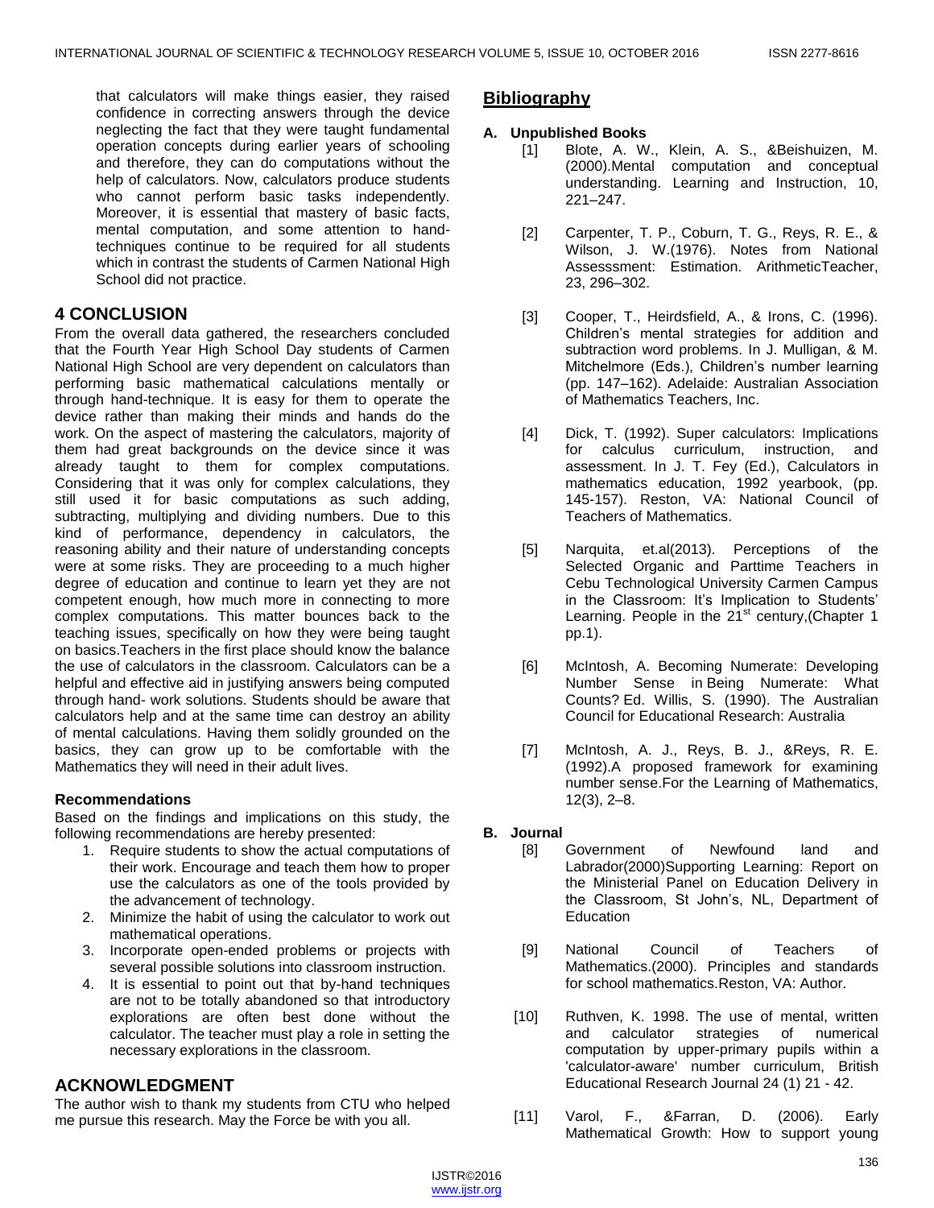that calculators will make things easier, they raised confidence in correcting answers through the device neglecting the fact that they were taught fundamental operation concepts during earlier years of schooling and therefore, they can do computations without the help of calculators. Now, calculators produce students who cannot perform basic tasks independently. Moreover, it is essential that mastery of basic facts, mental computation, and some attention to hand-techniques continue to be required for all students which in contrast the students of Carmen National High School did not practice.

## 4 CONCLUSION

From the overall data gathered, the researchers concluded that the Fourth Year High School Day students of Carmen National High School are very dependent on calculators than performing basic mathematical calculations mentally or through hand-technique. It is easy for them to operate the device rather than making their minds and hands do the work. On the aspect of mastering the calculators, majority of them had great backgrounds on the device since it was already taught to them for complex computations. Considering that it was only for complex calculations, they still used it for basic computations as such adding, subtracting, multiplying and dividing numbers. Due to this kind of performance, dependency in calculators, the reasoning ability and their nature of understanding concepts were at some risks. They are proceeding to a much higher degree of education and continue to learn yet they are not competent enough, how much more in connecting to more complex computations. This matter bounces back to the teaching issues, specifically on how they were being taught on basics.Teachers in the first place should know the balance the use of calculators in the classroom. Calculators can be a helpful and effective aid in justifying answers being computed through hand- work solutions. Students should be aware that calculators help and at the same time can destroy an ability of mental calculations. Having them solidly grounded on the basics, they can grow up to be comfortable with the Mathematics they will need in their adult lives.

### Recommendations

Based on the findings and implications on this study, the following recommendations are hereby presented:

1. Require students to show the actual computations of their work. Encourage and teach them how to proper use the calculators as one of the tools provided by the advancement of technology.
2. Minimize the habit of using the calculator to work out mathematical operations.
3. Incorporate open-ended problems or projects with several possible solutions into classroom instruction.
4. It is essential to point out that by-hand techniques are not to be totally abandoned so that introductory explorations are often best done without the calculator. The teacher must play a role in setting the necessary explorations in the classroom.

## ACKNOWLEDGMENT

The author wish to thank my students from CTU who helped me pursue this research. May the Force be with you all.

## Bibliography

**A. Unpublished Books**

[1] Blote, A. W., Klein, A. S., &Beishuizen, M. (2000).Mental computation and conceptual understanding. Learning and Instruction, 10, 221–247.

[2] Carpenter, T. P., Coburn, T. G., Reys, R. E., & Wilson, J. W.(1976). Notes from National Assesssment: Estimation. ArithmeticTeacher, 23, 296–302.

[3] Cooper, T., Heirdsfield, A., & Irons, C. (1996). Children's mental strategies for addition and subtraction word problems. In J. Mulligan, & M. Mitchelmore (Eds.), Children's number learning (pp. 147–162). Adelaide: Australian Association of Mathematics Teachers, Inc.

[4] Dick, T. (1992). Super calculators: Implications for calculus curriculum, instruction, and assessment. In J. T. Fey (Ed.), Calculators in mathematics education, 1992 yearbook, (pp. 145-157). Reston, VA: National Council of Teachers of Mathematics.

[5] Narquita, et.al(2013). Perceptions of the Selected Organic and Parttime Teachers in Cebu Technological University Carmen Campus in the Classroom: It's Implication to Students' Learning. People in the 21st century,(Chapter 1 pp.1).

[6] McIntosh, A. Becoming Numerate: Developing Number Sense in Being Numerate: What Counts? Ed. Willis, S. (1990). The Australian Council for Educational Research: Australia

[7] McIntosh, A. J., Reys, B. J., &Reys, R. E. (1992).A proposed framework for examining number sense.For the Learning of Mathematics, 12(3), 2–8.

**B. Journal**

[8] Government of Newfound land and Labrador(2000)Supporting Learning: Report on the Ministerial Panel on Education Delivery in the Classroom, St John's, NL, Department of Education

[9] National Council of Teachers of Mathematics.(2000). Principles and standards for school mathematics.Reston, VA: Author.

[10] Ruthven, K. 1998. The use of mental, written and calculator strategies of numerical computation by upper-primary pupils within a 'calculator-aware' number curriculum, British Educational Research Journal 24 (1) 21 - 42.

[11] Varol, F., &Farran, D. (2006). Early Mathematical Growth: How to support young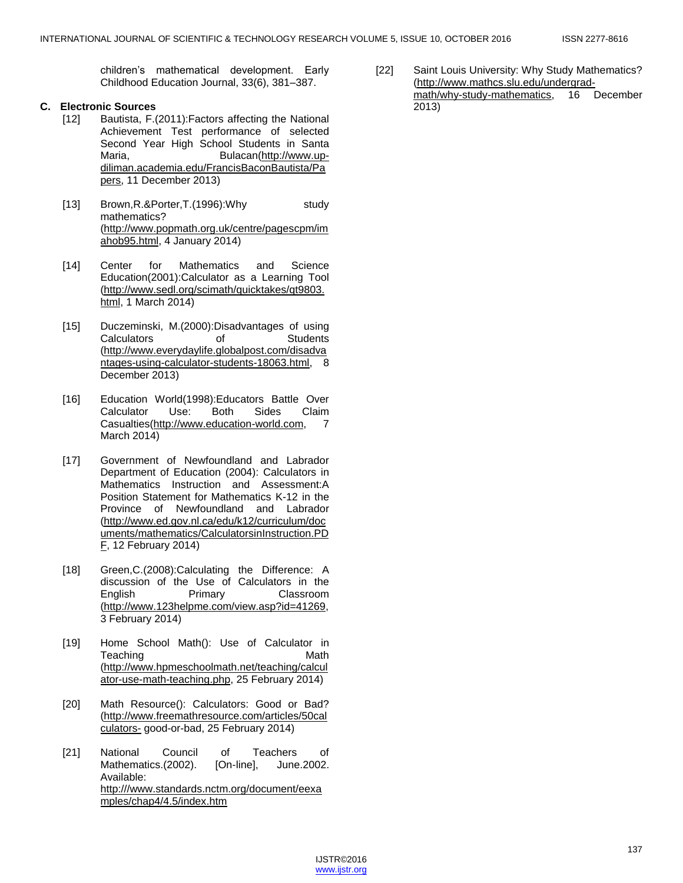children's mathematical development. Early Childhood Education Journal, 33(6), 381–387.

### C. Electronic Sources

[12] Bautista, F.(2011):Factors affecting the National Achievement Test performance of selected Second Year High School Students in Santa Maria, Bulacan(http://www.up-diliman.academia.edu/FrancisBaconBautista/Papers, 11 December 2013)

[13] Brown,R.&Porter,T.(1996):Why study mathematics? (http://www.popmath.org.uk/centre/pagescpm/imahob95.html, 4 January 2014)

[14] Center for Mathematics and Science Education(2001):Calculator as a Learning Tool (http://www.sedl.org/scimath/quicktakes/qt9803.html, 1 March 2014)

[15] Duczeminski, M.(2000):Disadvantages of using Calculators of Students (http://www.everydaylife.globalpost.com/disadvantages-using-calculator-students-18063.html, 8 December 2013)

[16] Education World(1998):Educators Battle Over Calculator Use: Both Sides Claim Casualties(http://www.education-world.com, 7 March 2014)

[17] Government of Newfoundland and Labrador Department of Education (2004): Calculators in Mathematics Instruction and Assessment:A Position Statement for Mathematics K-12 in the Province of Newfoundland and Labrador (http://www.ed.gov.nl.ca/edu/k12/curriculum/documents/mathematics/CalculatorsinInstruction.PDF, 12 February 2014)

[18] Green,C.(2008):Calculating the Difference: A discussion of the Use of Calculators in the English Primary Classroom (http://www.123helpme.com/view.asp?id=41269, 3 February 2014)

[19] Home School Math(): Use of Calculator in Teaching Math (http://www.hpmeschoolmath.net/teaching/calculator-use-math-teaching.php, 25 February 2014)

[20] Math Resource(): Calculators: Good or Bad? (http://www.freemathresource.com/articles/50calculators- good-or-bad, 25 February 2014)

[21] National Council of Teachers of Mathematics.(2002). [On-line], June.2002. Available: http:///www.standards.nctm.org/document/eexamples/chap4/4.5/index.htm

[22] Saint Louis University: Why Study Mathematics? (http://www.mathcs.slu.edu/undergrad-math/why-study-mathematics, 16 December 2013)